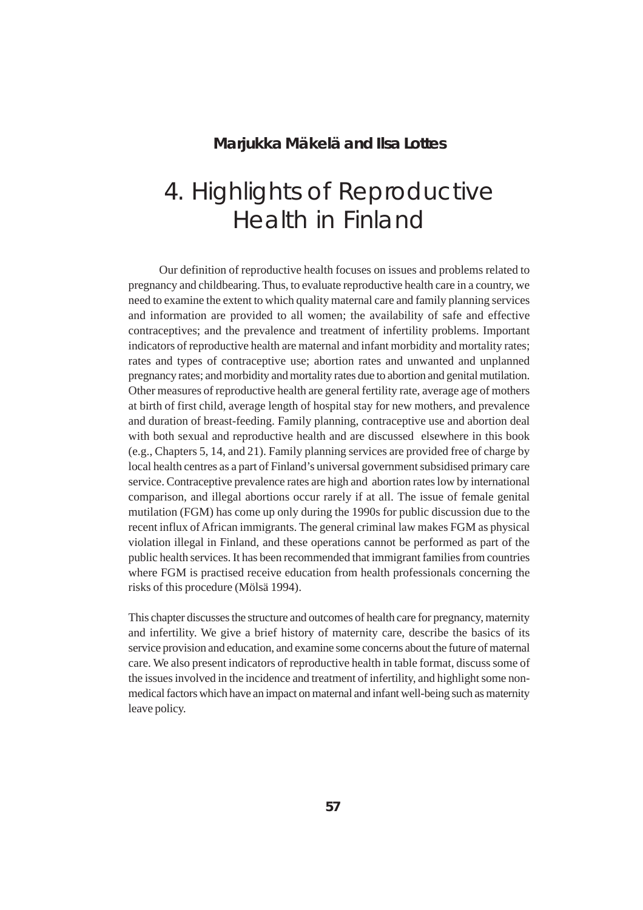**Marjukka Mäkelä and Ilsa Lottes**

# 4. Highlights of Reproductive Health in Finland

Our definition of reproductive health focuses on issues and problems related to pregnancy and childbearing. Thus, to evaluate reproductive health care in a country, we need to examine the extent to which quality maternal care and family planning services and information are provided to all women; the availability of safe and effective contraceptives; and the prevalence and treatment of infertility problems. Important indicators of reproductive health are maternal and infant morbidity and mortality rates; rates and types of contraceptive use; abortion rates and unwanted and unplanned pregnancy rates; and morbidity and mortality rates due to abortion and genital mutilation. Other measures of reproductive health are general fertility rate, average age of mothers at birth of first child, average length of hospital stay for new mothers, and prevalence and duration of breast-feeding. Family planning, contraceptive use and abortion deal with both sexual and reproductive health and are discussed elsewhere in this book (e.g., Chapters 5, 14, and 21). Family planning services are provided free of charge by local health centres as a part of Finland's universal government subsidised primary care service. Contraceptive prevalence rates are high and abortion rates low by international comparison, and illegal abortions occur rarely if at all. The issue of female genital mutilation (FGM) has come up only during the 1990s for public discussion due to the recent influx of African immigrants. The general criminal law makes FGM as physical violation illegal in Finland, and these operations cannot be performed as part of the public health services. It has been recommended that immigrant families from countries where FGM is practised receive education from health professionals concerning the risks of this procedure (Mölsä 1994).

This chapter discusses the structure and outcomes of health care for pregnancy, maternity and infertility. We give a brief history of maternity care, describe the basics of its service provision and education, and examine some concerns about the future of maternal care. We also present indicators of reproductive health in table format, discuss some of the issues involved in the incidence and treatment of infertility, and highlight some non-medical factors which have an impact on maternal and infant well-being such as maternity leave policy.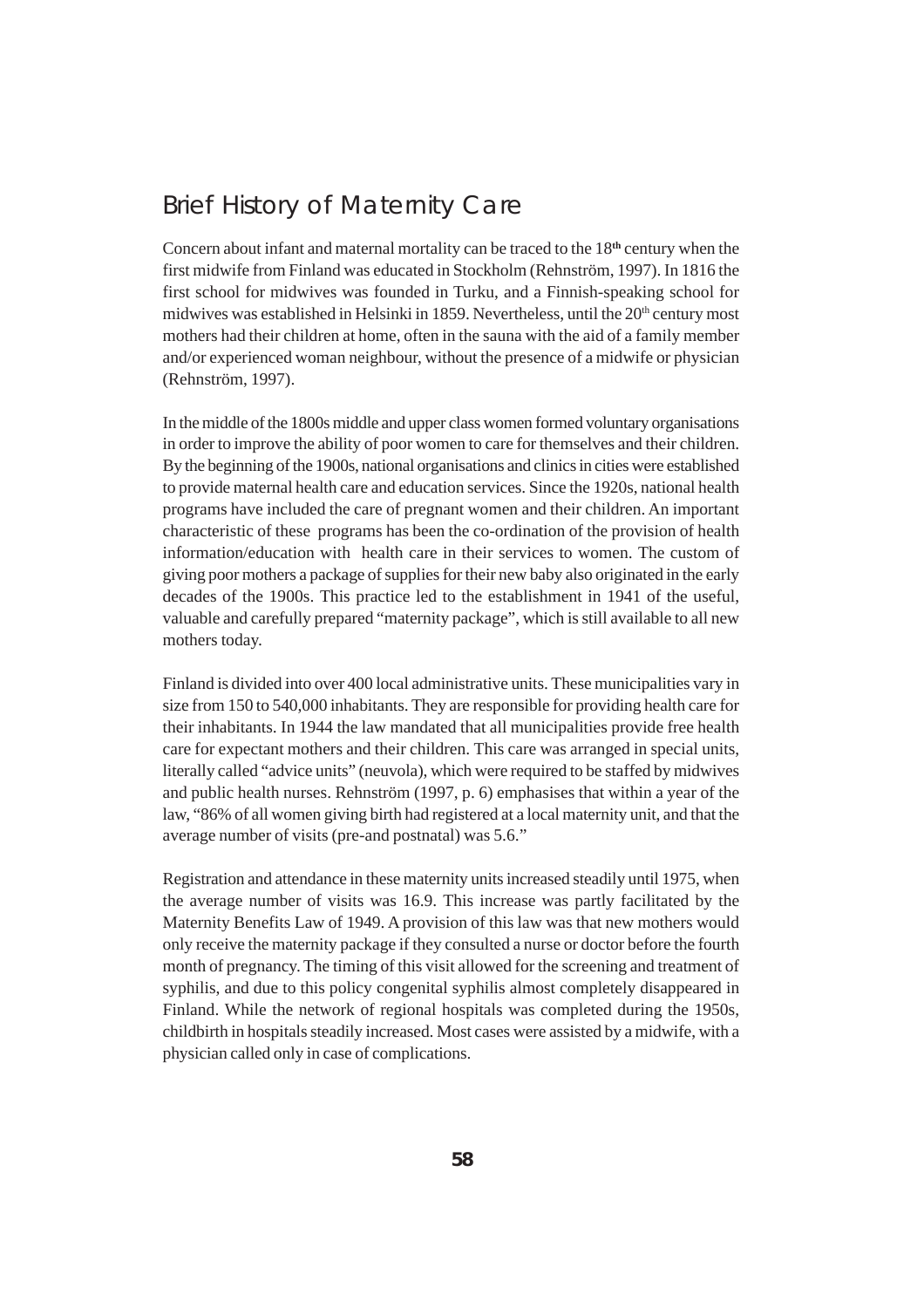## Brief History of Maternity Care

Concern about infant and maternal mortality can be traced to the 18th century when the first midwife from Finland was educated in Stockholm (Rehnström, 1997). In 1816 the first school for midwives was founded in Turku, and a Finnish-speaking school for midwives was established in Helsinki in 1859. Nevertheless, until the 20th century most mothers had their children at home, often in the sauna with the aid of a family member and/or experienced woman neighbour, without the presence of a midwife or physician (Rehnström, 1997).

In the middle of the 1800s middle and upper class women formed voluntary organisations in order to improve the ability of poor women to care for themselves and their children. By the beginning of the 1900s, national organisations and clinics in cities were established to provide maternal health care and education services. Since the 1920s, national health programs have included the care of pregnant women and their children. An important characteristic of these programs has been the co-ordination of the provision of health information/education with health care in their services to women. The custom of giving poor mothers a package of supplies for their new baby also originated in the early decades of the 1900s. This practice led to the establishment in 1941 of the useful, valuable and carefully prepared "maternity package", which is still available to all new mothers today.

Finland is divided into over 400 local administrative units. These municipalities vary in size from 150 to 540,000 inhabitants. They are responsible for providing health care for their inhabitants. In 1944 the law mandated that all municipalities provide free health care for expectant mothers and their children. This care was arranged in special units, literally called "advice units" (neuvola), which were required to be staffed by midwives and public health nurses. Rehnström (1997, p. 6) emphasises that within a year of the law, "86% of all women giving birth had registered at a local maternity unit, and that the average number of visits (pre-and postnatal) was 5.6."

Registration and attendance in these maternity units increased steadily until 1975, when the average number of visits was 16.9. This increase was partly facilitated by the Maternity Benefits Law of 1949. A provision of this law was that new mothers would only receive the maternity package if they consulted a nurse or doctor before the fourth month of pregnancy. The timing of this visit allowed for the screening and treatment of syphilis, and due to this policy congenital syphilis almost completely disappeared in Finland. While the network of regional hospitals was completed during the 1950s, childbirth in hospitals steadily increased. Most cases were assisted by a midwife, with a physician called only in case of complications.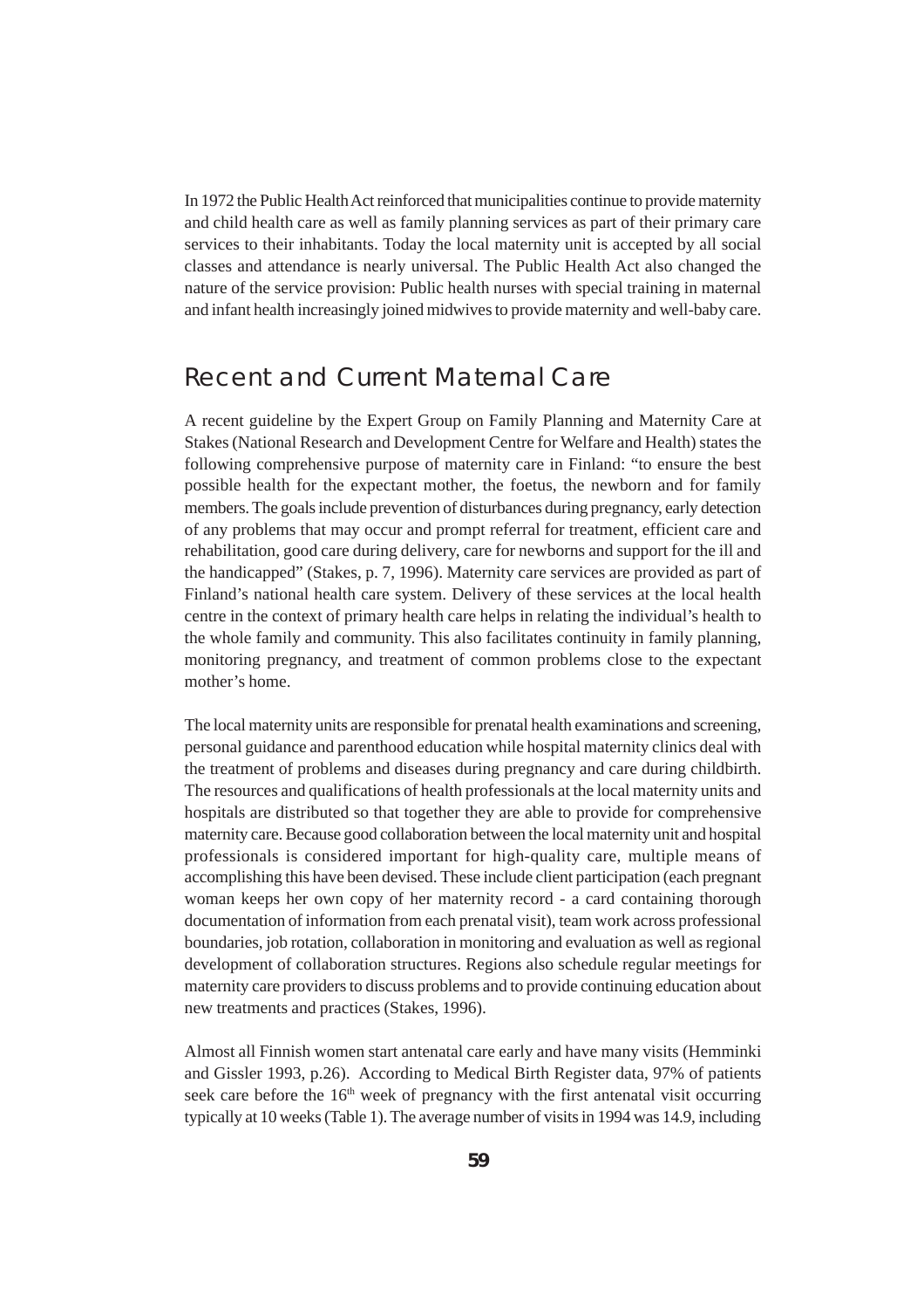In 1972 the Public Health Act reinforced that municipalities continue to provide maternity and child health care as well as family planning services as part of their primary care services to their inhabitants. Today the local maternity unit is accepted by all social classes and attendance is nearly universal. The Public Health Act also changed the nature of the service provision: Public health nurses with special training in maternal and infant health increasingly joined midwives to provide maternity and well-baby care.

## Recent and Current Maternal Care

A recent guideline by the Expert Group on Family Planning and Maternity Care at Stakes (National Research and Development Centre for Welfare and Health) states the following comprehensive purpose of maternity care in Finland: "to ensure the best possible health for the expectant mother, the foetus, the newborn and for family members. The goals include prevention of disturbances during pregnancy, early detection of any problems that may occur and prompt referral for treatment, efficient care and rehabilitation, good care during delivery, care for newborns and support for the ill and the handicapped" (Stakes, p. 7, 1996). Maternity care services are provided as part of Finland's national health care system. Delivery of these services at the local health centre in the context of primary health care helps in relating the individual's health to the whole family and community. This also facilitates continuity in family planning, monitoring pregnancy, and treatment of common problems close to the expectant mother's home.

The local maternity units are responsible for prenatal health examinations and screening, personal guidance and parenthood education while hospital maternity clinics deal with the treatment of problems and diseases during pregnancy and care during childbirth. The resources and qualifications of health professionals at the local maternity units and hospitals are distributed so that together they are able to provide for comprehensive maternity care. Because good collaboration between the local maternity unit and hospital professionals is considered important for high-quality care, multiple means of accomplishing this have been devised. These include client participation (each pregnant woman keeps her own copy of her maternity record - a card containing thorough documentation of information from each prenatal visit), team work across professional boundaries, job rotation, collaboration in monitoring and evaluation as well as regional development of collaboration structures. Regions also schedule regular meetings for maternity care providers to discuss problems and to provide continuing education about new treatments and practices (Stakes, 1996).

Almost all Finnish women start antenatal care early and have many visits (Hemminki and Gissler 1993, p.26). According to Medical Birth Register data, 97% of patients seek care before the 16th week of pregnancy with the first antenatal visit occurring typically at 10 weeks (Table 1). The average number of visits in 1994 was 14.9, including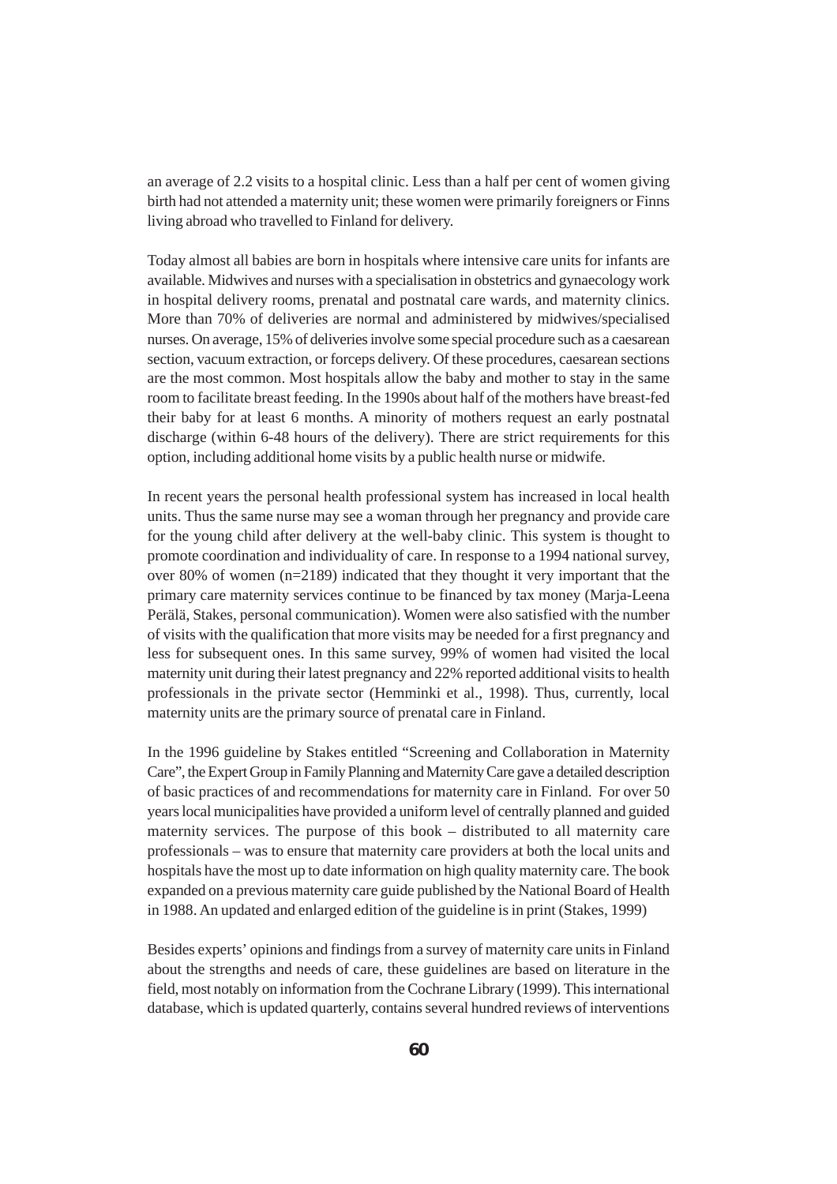an average of 2.2 visits to a hospital clinic. Less than a half per cent of women giving birth had not attended a maternity unit; these women were primarily foreigners or Finns living abroad who travelled to Finland for delivery.

Today almost all babies are born in hospitals where intensive care units for infants are available. Midwives and nurses with a specialisation in obstetrics and gynaecology work in hospital delivery rooms, prenatal and postnatal care wards, and maternity clinics. More than 70% of deliveries are normal and administered by midwives/specialised nurses. On average, 15% of deliveries involve some special procedure such as a caesarean section, vacuum extraction, or forceps delivery. Of these procedures, caesarean sections are the most common. Most hospitals allow the baby and mother to stay in the same room to facilitate breast feeding. In the 1990s about half of the mothers have breast-fed their baby for at least 6 months. A minority of mothers request an early postnatal discharge (within 6-48 hours of the delivery). There are strict requirements for this option, including additional home visits by a public health nurse or midwife.

In recent years the personal health professional system has increased in local health units. Thus the same nurse may see a woman through her pregnancy and provide care for the young child after delivery at the well-baby clinic. This system is thought to promote coordination and individuality of care. In response to a 1994 national survey, over 80% of women (n=2189) indicated that they thought it very important that the primary care maternity services continue to be financed by tax money (Marja-Leena Perälä, Stakes, personal communication). Women were also satisfied with the number of visits with the qualification that more visits may be needed for a first pregnancy and less for subsequent ones. In this same survey, 99% of women had visited the local maternity unit during their latest pregnancy and 22% reported additional visits to health professionals in the private sector (Hemminki et al., 1998). Thus, currently, local maternity units are the primary source of prenatal care in Finland.

In the 1996 guideline by Stakes entitled "Screening and Collaboration in Maternity Care", the Expert Group in Family Planning and Maternity Care gave a detailed description of basic practices of and recommendations for maternity care in Finland. For over 50 years local municipalities have provided a uniform level of centrally planned and guided maternity services. The purpose of this book – distributed to all maternity care professionals – was to ensure that maternity care providers at both the local units and hospitals have the most up to date information on high quality maternity care. The book expanded on a previous maternity care guide published by the National Board of Health in 1988. An updated and enlarged edition of the guideline is in print (Stakes, 1999)

Besides experts' opinions and findings from a survey of maternity care units in Finland about the strengths and needs of care, these guidelines are based on literature in the field, most notably on information from the Cochrane Library (1999). This international database, which is updated quarterly, contains several hundred reviews of interventions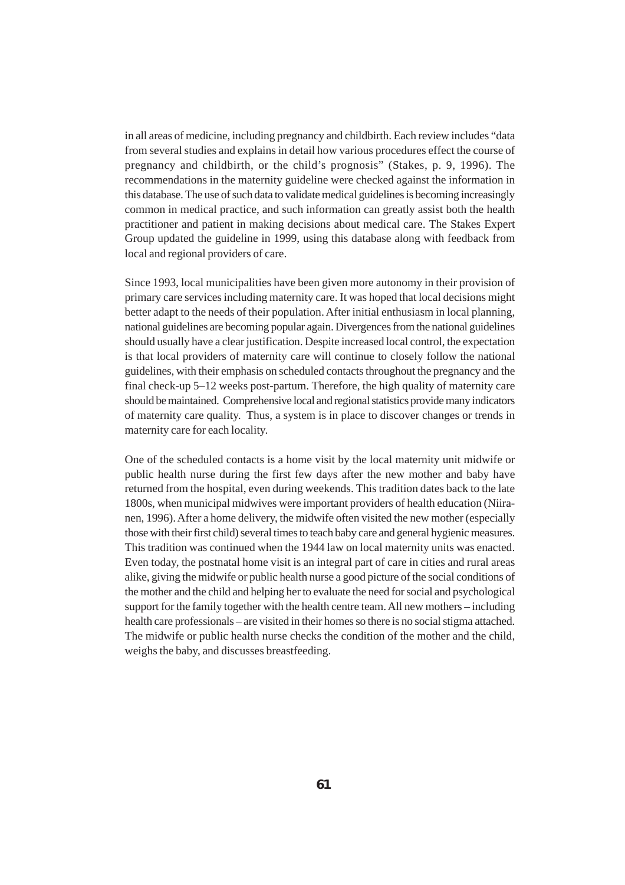in all areas of medicine, including pregnancy and childbirth. Each review includes "data from several studies and explains in detail how various procedures effect the course of pregnancy and childbirth, or the child's prognosis" (Stakes, p. 9, 1996). The recommendations in the maternity guideline were checked against the information in this database. The use of such data to validate medical guidelines is becoming increasingly common in medical practice, and such information can greatly assist both the health practitioner and patient in making decisions about medical care. The Stakes Expert Group updated the guideline in 1999, using this database along with feedback from local and regional providers of care.

Since 1993, local municipalities have been given more autonomy in their provision of primary care services including maternity care. It was hoped that local decisions might better adapt to the needs of their population. After initial enthusiasm in local planning, national guidelines are becoming popular again. Divergences from the national guidelines should usually have a clear justification. Despite increased local control, the expectation is that local providers of maternity care will continue to closely follow the national guidelines, with their emphasis on scheduled contacts throughout the pregnancy and the final check-up 5–12 weeks post-partum. Therefore, the high quality of maternity care should be maintained. Comprehensive local and regional statistics provide many indicators of maternity care quality. Thus, a system is in place to discover changes or trends in maternity care for each locality.

One of the scheduled contacts is a home visit by the local maternity unit midwife or public health nurse during the first few days after the new mother and baby have returned from the hospital, even during weekends. This tradition dates back to the late 1800s, when municipal midwives were important providers of health education (Niiranen, 1996). After a home delivery, the midwife often visited the new mother (especially those with their first child) several times to teach baby care and general hygienic measures. This tradition was continued when the 1944 law on local maternity units was enacted. Even today, the postnatal home visit is an integral part of care in cities and rural areas alike, giving the midwife or public health nurse a good picture of the social conditions of the mother and the child and helping her to evaluate the need for social and psychological support for the family together with the health centre team. All new mothers – including health care professionals – are visited in their homes so there is no social stigma attached. The midwife or public health nurse checks the condition of the mother and the child, weighs the baby, and discusses breastfeeding.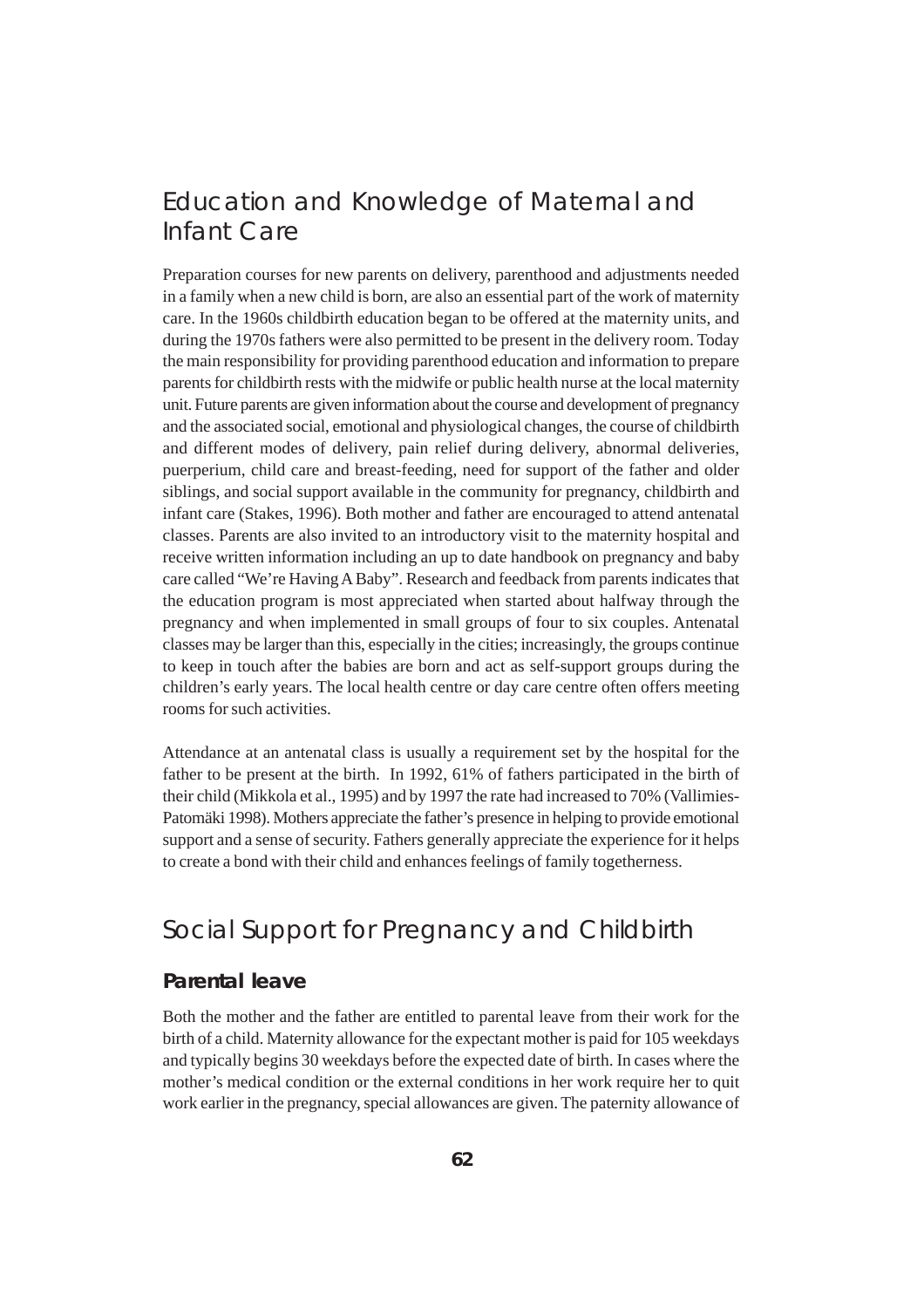## Education and Knowledge of Maternal and Infant Care

Preparation courses for new parents on delivery, parenthood and adjustments needed in a family when a new child is born, are also an essential part of the work of maternity care. In the 1960s childbirth education began to be offered at the maternity units, and during the 1970s fathers were also permitted to be present in the delivery room. Today the main responsibility for providing parenthood education and information to prepare parents for childbirth rests with the midwife or public health nurse at the local maternity unit. Future parents are given information about the course and development of pregnancy and the associated social, emotional and physiological changes, the course of childbirth and different modes of delivery, pain relief during delivery, abnormal deliveries, puerperium, child care and breast-feeding, need for support of the father and older siblings, and social support available in the community for pregnancy, childbirth and infant care (Stakes, 1996). Both mother and father are encouraged to attend antenatal classes. Parents are also invited to an introductory visit to the maternity hospital and receive written information including an up to date handbook on pregnancy and baby care called "We're Having A Baby". Research and feedback from parents indicates that the education program is most appreciated when started about halfway through the pregnancy and when implemented in small groups of four to six couples. Antenatal classes may be larger than this, especially in the cities; increasingly, the groups continue to keep in touch after the babies are born and act as self-support groups during the children's early years. The local health centre or day care centre often offers meeting rooms for such activities.

Attendance at an antenatal class is usually a requirement set by the hospital for the father to be present at the birth. In 1992, 61% of fathers participated in the birth of their child (Mikkola et al., 1995) and by 1997 the rate had increased to 70% (Vallimies-Patomäki 1998). Mothers appreciate the father's presence in helping to provide emotional support and a sense of security. Fathers generally appreciate the experience for it helps to create a bond with their child and enhances feelings of family togetherness.

## Social Support for Pregnancy and Childbirth

### Parental leave

Both the mother and the father are entitled to parental leave from their work for the birth of a child. Maternity allowance for the expectant mother is paid for 105 weekdays and typically begins 30 weekdays before the expected date of birth. In cases where the mother's medical condition or the external conditions in her work require her to quit work earlier in the pregnancy, special allowances are given. The paternity allowance of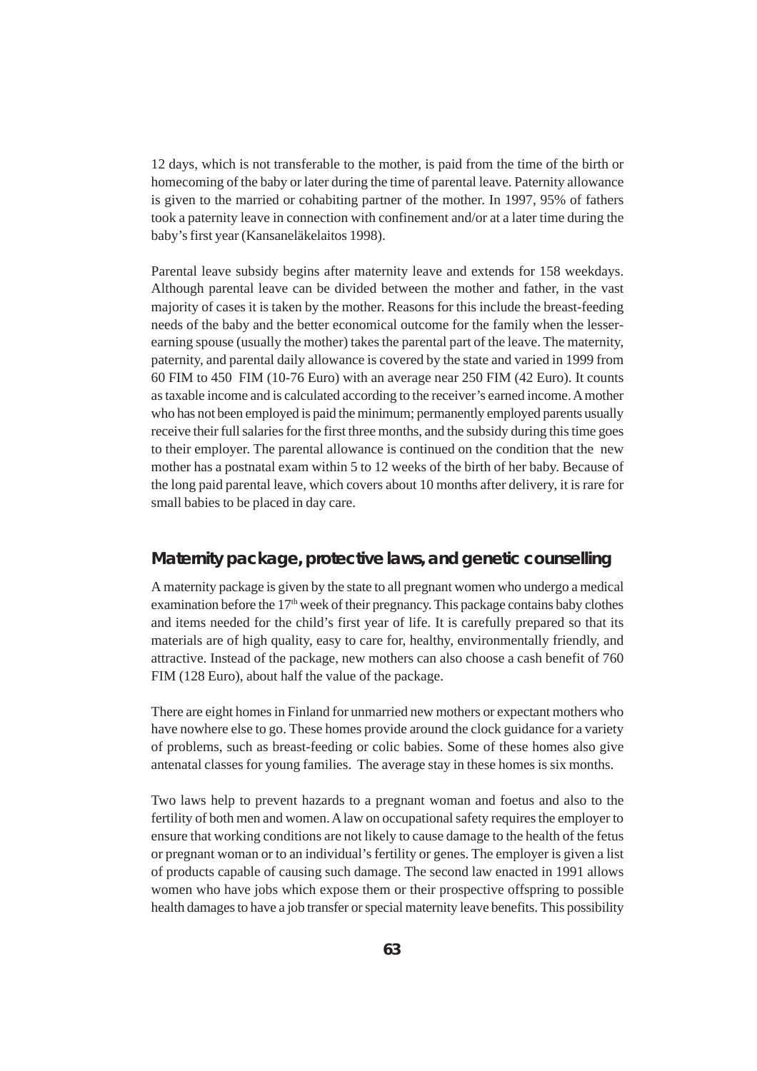12 days, which is not transferable to the mother, is paid from the time of the birth or homecoming of the baby or later during the time of parental leave. Paternity allowance is given to the married or cohabiting partner of the mother. In 1997, 95% of fathers took a paternity leave in connection with confinement and/or at a later time during the baby's first year (Kansaneläkelaitos 1998).

Parental leave subsidy begins after maternity leave and extends for 158 weekdays. Although parental leave can be divided between the mother and father, in the vast majority of cases it is taken by the mother. Reasons for this include the breast-feeding needs of the baby and the better economical outcome for the family when the lesser-earning spouse (usually the mother) takes the parental part of the leave. The maternity, paternity, and parental daily allowance is covered by the state and varied in 1999 from 60 FIM to 450 FIM (10-76 Euro) with an average near 250 FIM (42 Euro). It counts as taxable income and is calculated according to the receiver's earned income. A mother who has not been employed is paid the minimum; permanently employed parents usually receive their full salaries for the first three months, and the subsidy during this time goes to their employer. The parental allowance is continued on the condition that the new mother has a postnatal exam within 5 to 12 weeks of the birth of her baby. Because of the long paid parental leave, which covers about 10 months after delivery, it is rare for small babies to be placed in day care.

## Maternity package, protective laws, and genetic counselling

A maternity package is given by the state to all pregnant women who undergo a medical examination before the 17th week of their pregnancy. This package contains baby clothes and items needed for the child's first year of life. It is carefully prepared so that its materials are of high quality, easy to care for, healthy, environmentally friendly, and attractive. Instead of the package, new mothers can also choose a cash benefit of 760 FIM (128 Euro), about half the value of the package.

There are eight homes in Finland for unmarried new mothers or expectant mothers who have nowhere else to go. These homes provide around the clock guidance for a variety of problems, such as breast-feeding or colic babies. Some of these homes also give antenatal classes for young families. The average stay in these homes is six months.

Two laws help to prevent hazards to a pregnant woman and foetus and also to the fertility of both men and women. A law on occupational safety requires the employer to ensure that working conditions are not likely to cause damage to the health of the fetus or pregnant woman or to an individual's fertility or genes. The employer is given a list of products capable of causing such damage. The second law enacted in 1991 allows women who have jobs which expose them or their prospective offspring to possible health damages to have a job transfer or special maternity leave benefits. This possibility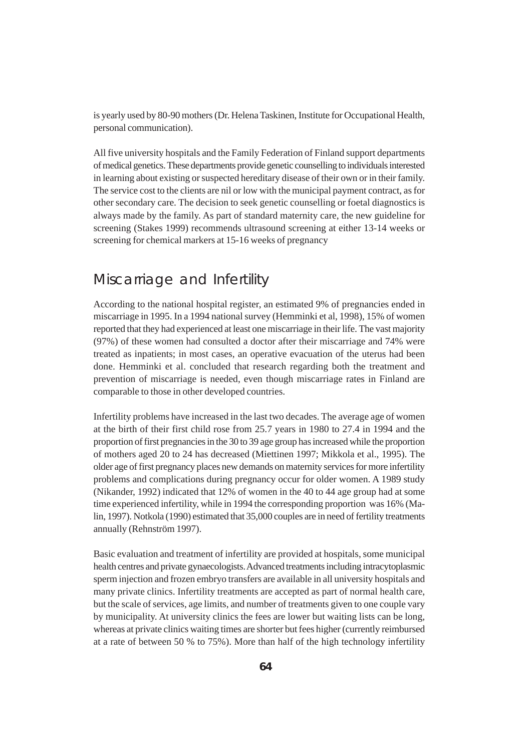is yearly used by 80-90 mothers (Dr. Helena Taskinen, Institute for Occupational Health, personal communication).

All five university hospitals and the Family Federation of Finland support departments of medical genetics. These departments provide genetic counselling to individuals interested in learning about existing or suspected hereditary disease of their own or in their family. The service cost to the clients are nil or low with the municipal payment contract, as for other secondary care. The decision to seek genetic counselling or foetal diagnostics is always made by the family. As part of standard maternity care, the new guideline for screening (Stakes 1999) recommends ultrasound screening at either 13-14 weeks or screening for chemical markers at 15-16 weeks of pregnancy

## Miscarriage and Infertility

According to the national hospital register, an estimated 9% of pregnancies ended in miscarriage in 1995. In a 1994 national survey (Hemminki et al, 1998), 15% of women reported that they had experienced at least one miscarriage in their life. The vast majority (97%) of these women had consulted a doctor after their miscarriage and 74% were treated as inpatients; in most cases, an operative evacuation of the uterus had been done. Hemminki et al. concluded that research regarding both the treatment and prevention of miscarriage is needed, even though miscarriage rates in Finland are comparable to those in other developed countries.

Infertility problems have increased in the last two decades. The average age of women at the birth of their first child rose from 25.7 years in 1980 to 27.4 in 1994 and the proportion of first pregnancies in the 30 to 39 age group has increased while the proportion of mothers aged 20 to 24 has decreased (Miettinen 1997; Mikkola et al., 1995). The older age of first pregnancy places new demands on maternity services for more infertility problems and complications during pregnancy occur for older women. A 1989 study (Nikander, 1992) indicated that 12% of women in the 40 to 44 age group had at some time experienced infertility, while in 1994 the corresponding proportion was 16% (Malin, 1997). Notkola (1990) estimated that 35,000 couples are in need of fertility treatments annually (Rehnström 1997).

Basic evaluation and treatment of infertility are provided at hospitals, some municipal health centres and private gynaecologists. Advanced treatments including intracytoplasmic sperm injection and frozen embryo transfers are available in all university hospitals and many private clinics. Infertility treatments are accepted as part of normal health care, but the scale of services, age limits, and number of treatments given to one couple vary by municipality. At university clinics the fees are lower but waiting lists can be long, whereas at private clinics waiting times are shorter but fees higher (currently reimbursed at a rate of between 50 % to 75%). More than half of the high technology infertility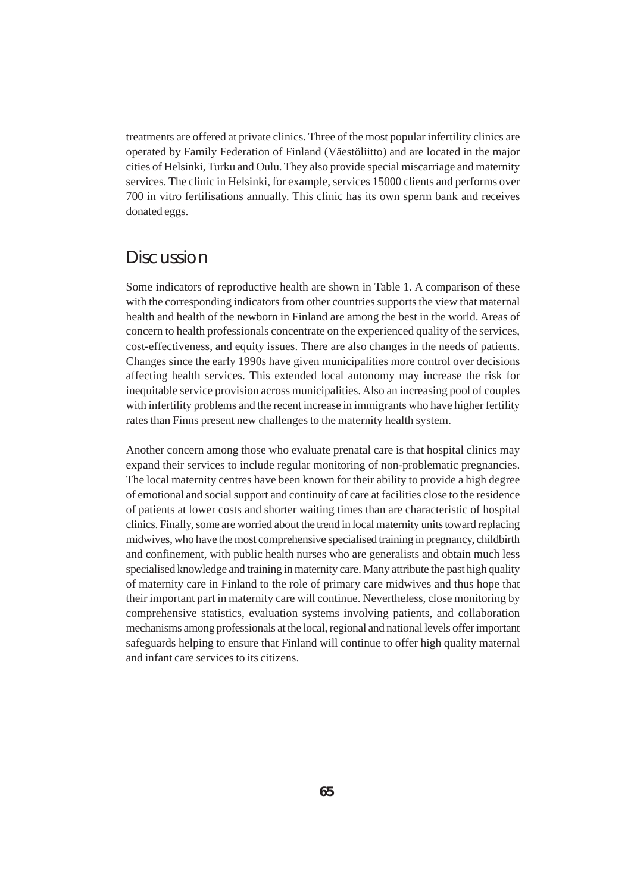treatments are offered at private clinics. Three of the most popular infertility clinics are operated by Family Federation of Finland (Väestöliitto) and are located in the major cities of Helsinki, Turku and Oulu. They also provide special miscarriage and maternity services. The clinic in Helsinki, for example, services 15000 clients and performs over 700 in vitro fertilisations annually. This clinic has its own sperm bank and receives donated eggs.

## Discussion

Some indicators of reproductive health are shown in Table 1. A comparison of these with the corresponding indicators from other countries supports the view that maternal health and health of the newborn in Finland are among the best in the world. Areas of concern to health professionals concentrate on the experienced quality of the services, cost-effectiveness, and equity issues. There are also changes in the needs of patients. Changes since the early 1990s have given municipalities more control over decisions affecting health services. This extended local autonomy may increase the risk for inequitable service provision across municipalities. Also an increasing pool of couples with infertility problems and the recent increase in immigrants who have higher fertility rates than Finns present new challenges to the maternity health system.

Another concern among those who evaluate prenatal care is that hospital clinics may expand their services to include regular monitoring of non-problematic pregnancies. The local maternity centres have been known for their ability to provide a high degree of emotional and social support and continuity of care at facilities close to the residence of patients at lower costs and shorter waiting times than are characteristic of hospital clinics. Finally, some are worried about the trend in local maternity units toward replacing midwives, who have the most comprehensive specialised training in pregnancy, childbirth and confinement, with public health nurses who are generalists and obtain much less specialised knowledge and training in maternity care. Many attribute the past high quality of maternity care in Finland to the role of primary care midwives and thus hope that their important part in maternity care will continue. Nevertheless, close monitoring by comprehensive statistics, evaluation systems involving patients, and collaboration mechanisms among professionals at the local, regional and national levels offer important safeguards helping to ensure that Finland will continue to offer high quality maternal and infant care services to its citizens.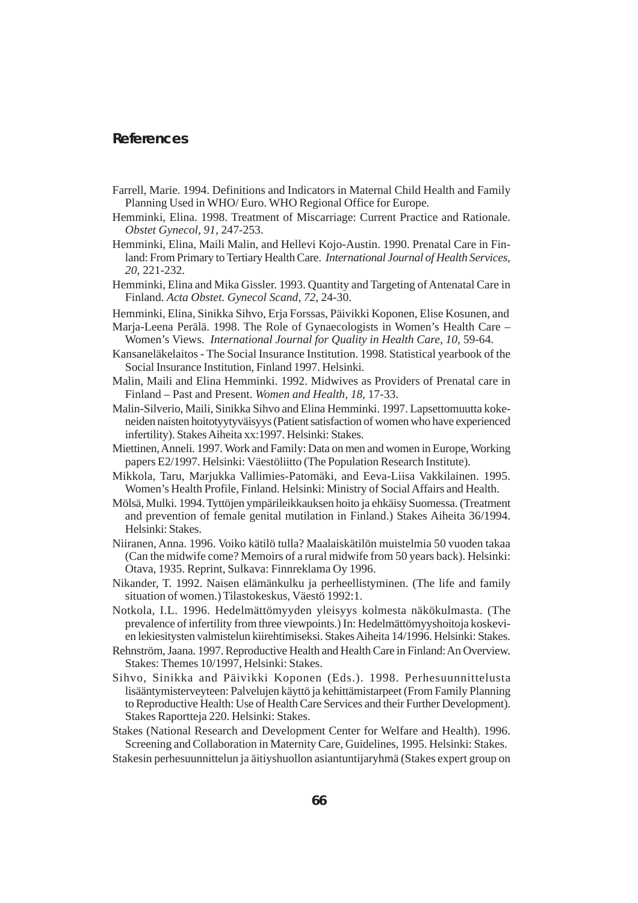## References

Farrell, Marie. 1994. Definitions and Indicators in Maternal Child Health and Family Planning Used in WHO/ Euro. WHO Regional Office for Europe.

Hemminki, Elina. 1998. Treatment of Miscarriage: Current Practice and Rationale. *Obstet Gynecol, 91*, 247-253.

Hemminki, Elina, Maili Malin, and Hellevi Kojo-Austin. 1990. Prenatal Care in Finland: From Primary to Tertiary Health Care. *International Journal of Health Services, 20*, 221-232.

Hemminki, Elina and Mika Gissler. 1993. Quantity and Targeting of Antenatal Care in Finland. *Acta Obstet. Gynecol Scand, 72*, 24-30.

Hemminki, Elina, Sinikka Sihvo, Erja Forssas, Päivikki Koponen, Elise Kosunen, and Marja-Leena Perälä. 1998. The Role of Gynaecologists in Women's Health Care – Women's Views. *International Journal for Quality in Health Care, 10*, 59-64.

Kansaneläkelaitos - The Social Insurance Institution. 1998. Statistical yearbook of the Social Insurance Institution, Finland 1997. Helsinki.

Malin, Maili and Elina Hemminki. 1992. Midwives as Providers of Prenatal care in Finland – Past and Present. *Women and Health, 18*, 17-33.

Malin-Silverio, Maili, Sinikka Sihvo and Elina Hemminki. 1997. Lapsettomuutta kokeneiden naisten hoitotyytyväisyys (Patient satisfaction of women who have experienced infertility). Stakes Aiheita xx:1997. Helsinki: Stakes.

Miettinen, Anneli. 1997. Work and Family: Data on men and women in Europe, Working papers E2/1997. Helsinki: Väestöliitto (The Population Research Institute).

Mikkola, Taru, Marjukka Vallimies-Patomäki, and Eeva-Liisa Vakkilainen. 1995. Women's Health Profile, Finland. Helsinki: Ministry of Social Affairs and Health.

Mölsä, Mulki. 1994. Tyttöjen ympärileikkauksen hoito ja ehkäisy Suomessa. (Treatment and prevention of female genital mutilation in Finland.) Stakes Aiheita 36/1994. Helsinki: Stakes.

Niiranen, Anna. 1996. Voiko kätilö tulla? Maalaiskätilön muistelmia 50 vuoden takaa (Can the midwife come? Memoirs of a rural midwife from 50 years back). Helsinki: Otava, 1935. Reprint, Sulkava: Finnreklama Oy 1996.

Nikander, T. 1992. Naisen elämänkulku ja perheellistyminen. (The life and family situation of women.) Tilastokeskus, Väestö 1992:1.

Notkola, I.L. 1996. Hedelmättömyyden yleisyys kolmesta näkökulmasta. (The prevalence of infertility from three viewpoints.) In: Hedelmättömyyshoitoja koskevien lekiesitysten valmistelun kiirehtimiseksi. Stakes Aiheita 14/1996. Helsinki: Stakes.

Rehnström, Jaana. 1997. Reproductive Health and Health Care in Finland: An Overview. Stakes: Themes 10/1997, Helsinki: Stakes.

Sihvo, Sinikka and Päivikki Koponen (Eds.). 1998. Perhesuunnittelusta lisääntymisterveyteen: Palvelujen käyttö ja kehittämistarpeet (From Family Planning to Reproductive Health: Use of Health Care Services and their Further Development). Stakes Raportteja 220. Helsinki: Stakes.

Stakes (National Research and Development Center for Welfare and Health). 1996. Screening and Collaboration in Maternity Care, Guidelines, 1995. Helsinki: Stakes.

Stakesin perhesuunnittelun ja äitiyshuollon asiantuntijaryhmä (Stakes expert group on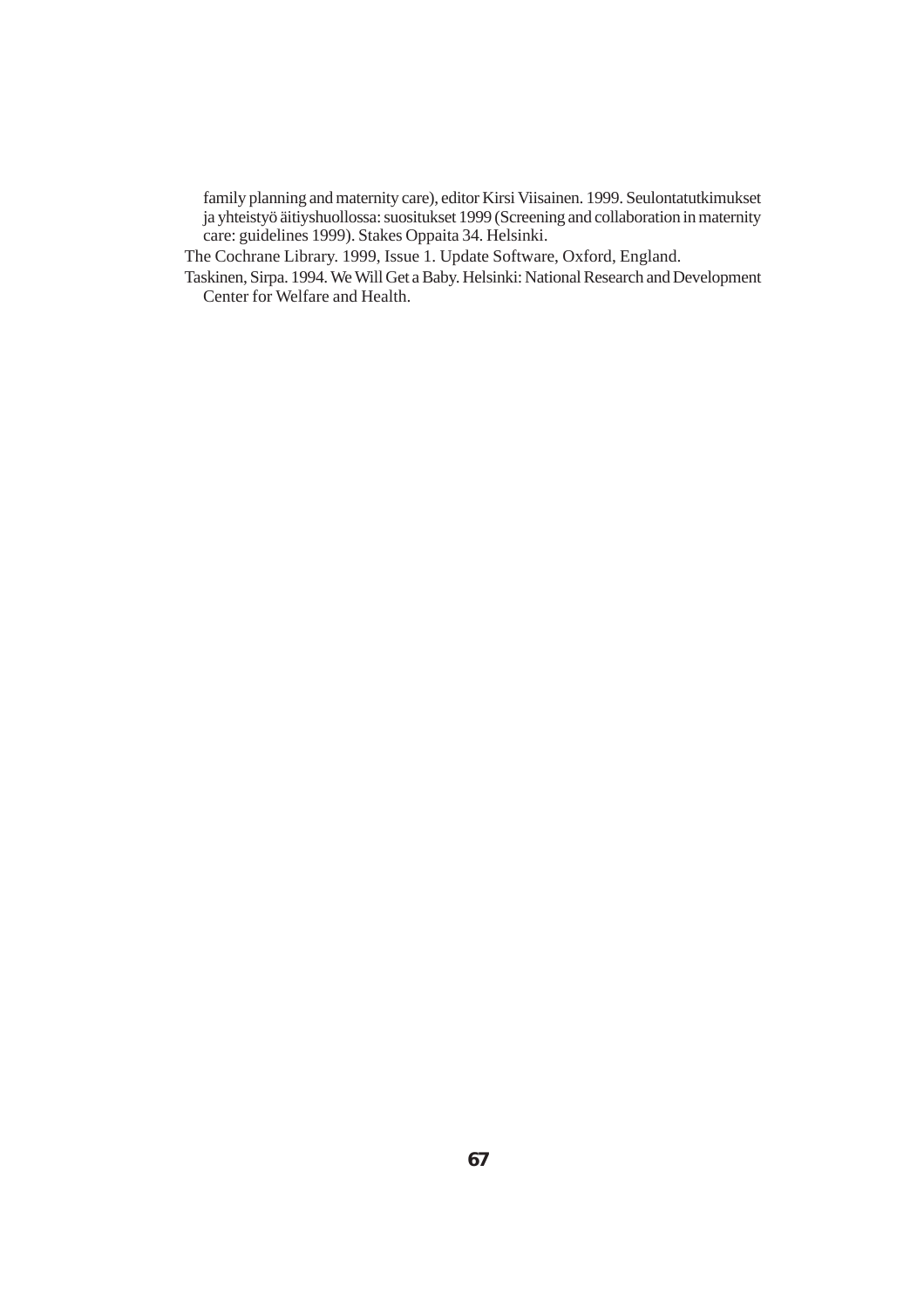family planning and maternity care), editor Kirsi Viisainen. 1999. Seulontatutkimukset ja yhteistyö äitiyshuollossa: suositukset 1999 (Screening and collaboration in maternity care: guidelines 1999). Stakes Oppaita 34. Helsinki.

The Cochrane Library. 1999, Issue 1. Update Software, Oxford, England.

Taskinen, Sirpa. 1994. We Will Get a Baby. Helsinki: National Research and Development Center for Welfare and Health.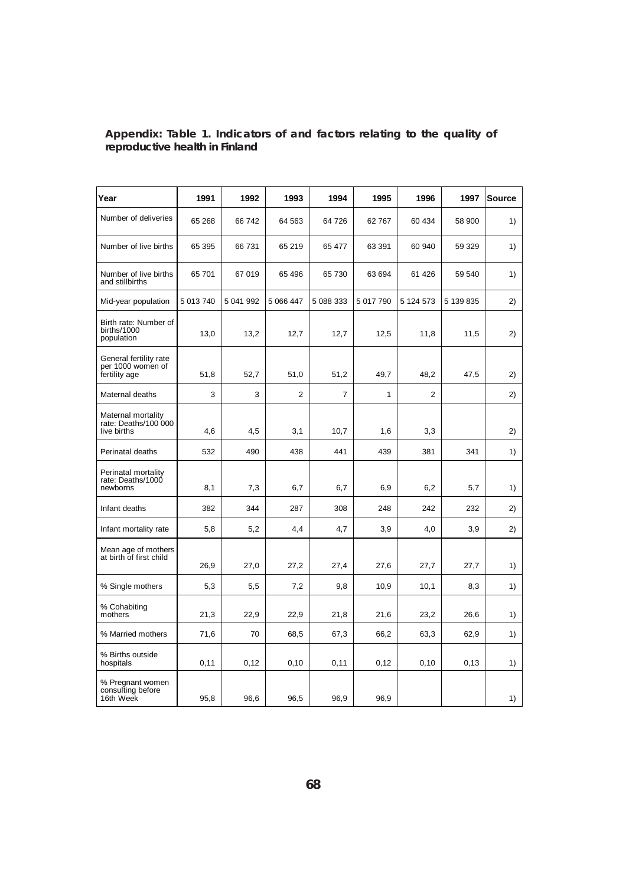**Appendix: Table 1. Indicators of and factors relating to the quality of reproductive health in Finland**

| Year | 1991 | 1992 | 1993 | 1994 | 1995 | 1996 | 1997 | Source |
|---|---|---|---|---|---|---|---|---|
| Number of deliveries | 65 268 | 66 742 | 64 563 | 64 726 | 62 767 | 60 434 | 58 900 | 1) |
| Number of live births | 65 395 | 66 731 | 65 219 | 65 477 | 63 391 | 60 940 | 59 329 | 1) |
| Number of live births and stillbirths | 65 701 | 67 019 | 65 496 | 65 730 | 63 694 | 61 426 | 59 540 | 1) |
| Mid-year population | 5 013 740 | 5 041 992 | 5 066 447 | 5 088 333 | 5 017 790 | 5 124 573 | 5 139 835 | 2) |
| Birth rate: Number of births/1000 population | 13,0 | 13,2 | 12,7 | 12,7 | 12,5 | 11,8 | 11,5 | 2) |
| General fertility rate per 1000 women of fertility age | 51,8 | 52,7 | 51,0 | 51,2 | 49,7 | 48,2 | 47,5 | 2) |
| Maternal deaths | 3 | 3 | 2 | 7 | 1 | 2 | | 2) |
| Maternal mortality rate: Deaths/100 000 live births | 4,6 | 4,5 | 3,1 | 10,7 | 1,6 | 3,3 | | 2) |
| Perinatal deaths | 532 | 490 | 438 | 441 | 439 | 381 | 341 | 1) |
| Perinatal mortality rate: Deaths/1000 newborns | 8,1 | 7,3 | 6,7 | 6,7 | 6,9 | 6,2 | 5,7 | 1) |
| Infant deaths | 382 | 344 | 287 | 308 | 248 | 242 | 232 | 2) |
| Infant mortality rate | 5,8 | 5,2 | 4,4 | 4,7 | 3,9 | 4,0 | 3,9 | 2) |
| Mean age of mothers at birth of first child | 26,9 | 27,0 | 27,2 | 27,4 | 27,6 | 27,7 | 27,7 | 1) |
| % Single mothers | 5,3 | 5,5 | 7,2 | 9,8 | 10,9 | 10,1 | 8,3 | 1) |
| % Cohabiting mothers | 21,3 | 22,9 | 22,9 | 21,8 | 21,6 | 23,2 | 26,6 | 1) |
| % Married mothers | 71,6 | 70 | 68,5 | 67,3 | 66,2 | 63,3 | 62,9 | 1) |
| % Births outside hospitals | 0,11 | 0,12 | 0,10 | 0,11 | 0,12 | 0,10 | 0,13 | 1) |
| % Pregnant women consulting before 16th Week | 95,8 | 96,6 | 96,5 | 96,9 | 96,9 | | | 1) |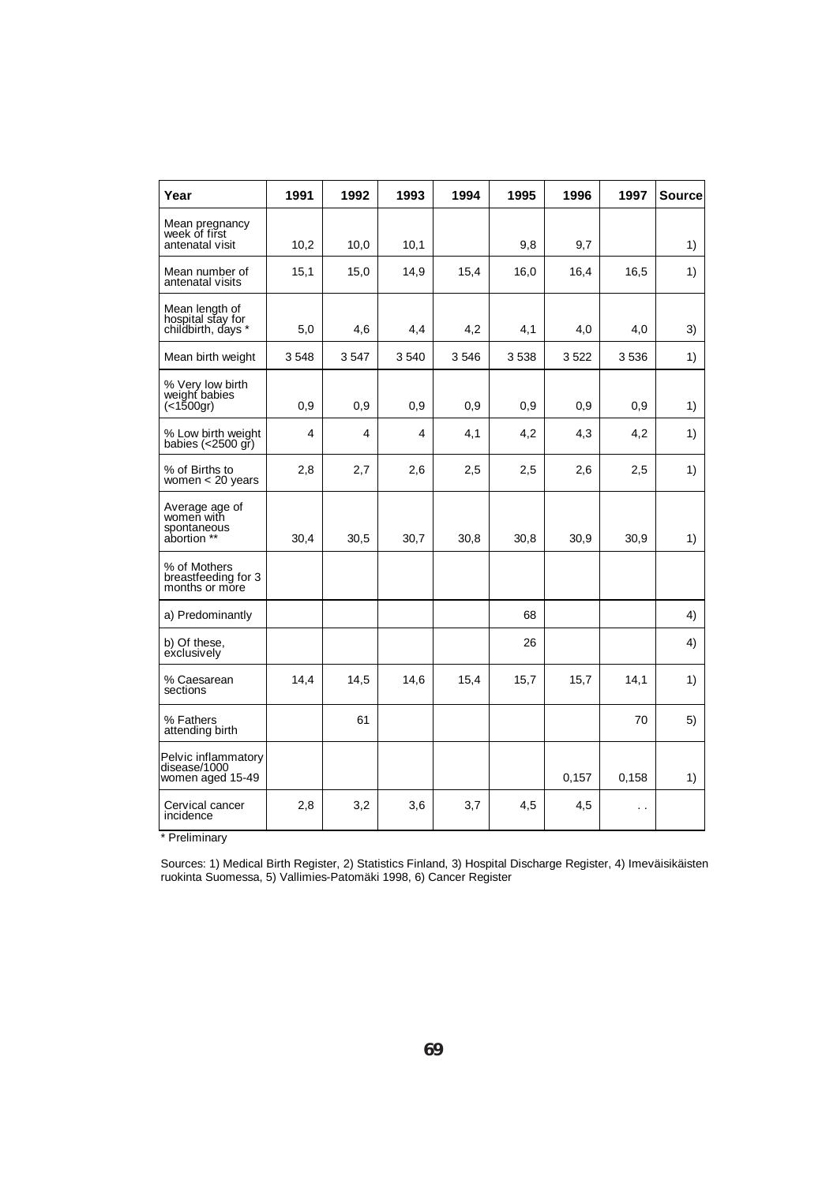| Year | 1991 | 1992 | 1993 | 1994 | 1995 | 1996 | 1997 | Source |
|---|---|---|---|---|---|---|---|---|
| Mean pregnancy week of first antenatal visit | 10,2 | 10,0 | 10,1 | | 9,8 | 9,7 | | 1) |
| Mean number of antenatal visits | 15,1 | 15,0 | 14,9 | 15,4 | 16,0 | 16,4 | 16,5 | 1) |
| Mean length of hospital stay for childbirth, days * | 5,0 | 4,6 | 4,4 | 4,2 | 4,1 | 4,0 | 4,0 | 3) |
| Mean birth weight | 3 548 | 3 547 | 3 540 | 3 546 | 3 538 | 3 522 | 3 536 | 1) |
| % Very low birth weight babies (<1500gr) | 0,9 | 0,9 | 0,9 | 0,9 | 0,9 | 0,9 | 0,9 | 1) |
| % Low birth weight babies (<2500 gr) | 4 | 4 | 4 | 4,1 | 4,2 | 4,3 | 4,2 | 1) |
| % of Births to women < 20 years | 2,8 | 2,7 | 2,6 | 2,5 | 2,5 | 2,6 | 2,5 | 1) |
| Average age of women with spontaneous abortion ** | 30,4 | 30,5 | 30,7 | 30,8 | 30,8 | 30,9 | 30,9 | 1) |
| % of Mothers breastfeeding for 3 months or more | | | | | | | | |
| a) Predominantly | | | | | 68 | | | 4) |
| b) Of these, exclusively | | | | | 26 | | | 4) |
| % Caesarean sections | 14,4 | 14,5 | 14,6 | 15,4 | 15,7 | 15,7 | 14,1 | 1) |
| % Fathers attending birth | | 61 | | | | | 70 | 5) |
| Pelvic inflammatory disease/1000 women aged 15-49 | | | | | | 0,157 | 0,158 | 1) |
| Cervical cancer incidence | 2,8 | 3,2 | 3,6 | 3,7 | 4,5 | 4,5 | . . | |

* Preliminary

Sources: 1) Medical Birth Register, 2) Statistics Finland, 3) Hospital Discharge Register, 4) Imeväisikäisten ruokinta Suomessa, 5) Vallimies-Patomäki 1998, 6) Cancer Register